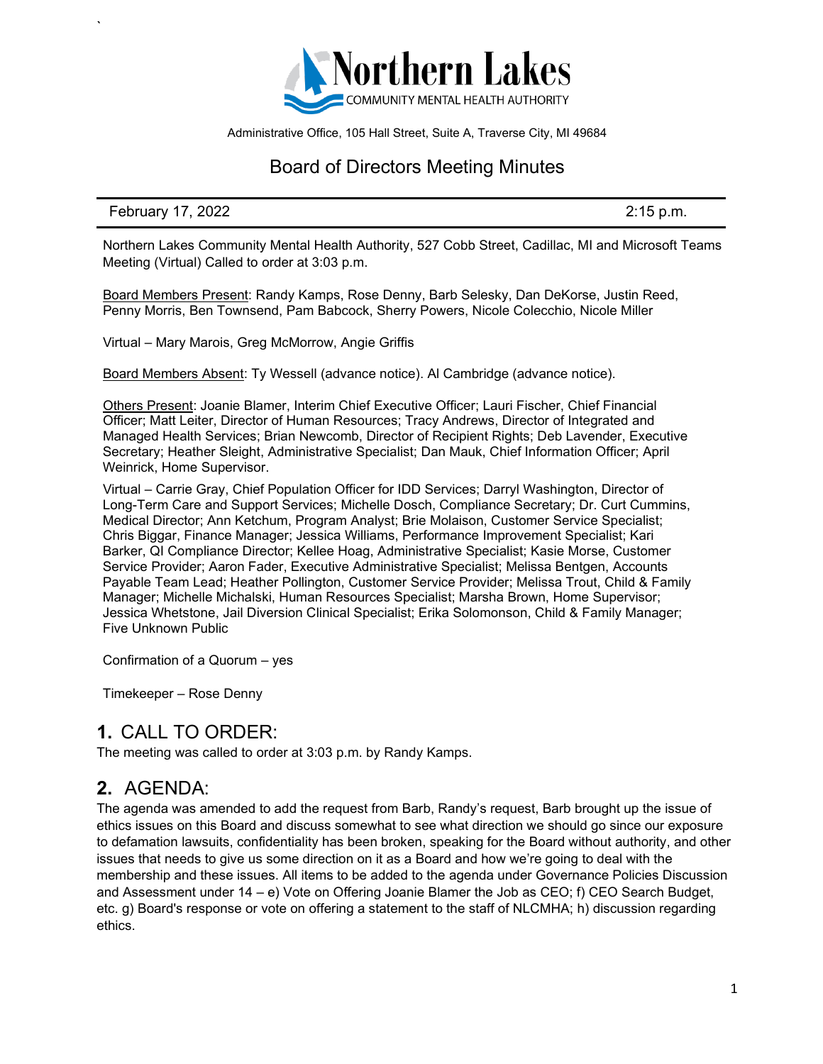Northern Lakes
COMMUNITY MENTAL HEALTH AUTHORITY

Administrative Office, 105 Hall Street, Suite A, Traverse City, MI 49684

# Board of Directors Meeting Minutes

February 17, 2022 2:15 p.m.

Northern Lakes Community Mental Health Authority, 527 Cobb Street, Cadillac, MI and Microsoft Teams Meeting (Virtual) Called to order at 3:03 p.m.

Board Members Present: Randy Kamps, Rose Denny, Barb Selesky, Dan DeKorse, Justin Reed, Penny Morris, Ben Townsend, Pam Babcock, Sherry Powers, Nicole Colecchio, Nicole Miller

Virtual – Mary Marois, Greg McMorrow, Angie Griffis

Board Members Absent: Ty Wessell (advance notice). Al Cambridge (advance notice).

Others Present: Joanie Blamer, Interim Chief Executive Officer; Lauri Fischer, Chief Financial Officer; Matt Leiter, Director of Human Resources; Tracy Andrews, Director of Integrated and Managed Health Services; Brian Newcomb, Director of Recipient Rights; Deb Lavender, Executive Secretary; Heather Sleight, Administrative Specialist; Dan Mauk, Chief Information Officer; April Weinrick, Home Supervisor.

Virtual – Carrie Gray, Chief Population Officer for IDD Services; Darryl Washington, Director of Long-Term Care and Support Services; Michelle Dosch, Compliance Secretary; Dr. Curt Cummins, Medical Director; Ann Ketchum, Program Analyst; Brie Molaison, Customer Service Specialist; Chris Biggar, Finance Manager; Jessica Williams, Performance Improvement Specialist; Kari Barker, QI Compliance Director; Kellee Hoag, Administrative Specialist; Kasie Morse, Customer Service Provider; Aaron Fader, Executive Administrative Specialist; Melissa Bentgen, Accounts Payable Team Lead; Heather Pollington, Customer Service Provider; Melissa Trout, Child & Family Manager; Michelle Michalski, Human Resources Specialist; Marsha Brown, Home Supervisor; Jessica Whetstone, Jail Diversion Clinical Specialist; Erika Solomonson, Child & Family Manager; Five Unknown Public

Confirmation of a Quorum – yes

Timekeeper – Rose Denny

## 1. CALL TO ORDER:

The meeting was called to order at 3:03 p.m. by Randy Kamps.

## 2. AGENDA:

The agenda was amended to add the request from Barb, Randy's request, Barb brought up the issue of ethics issues on this Board and discuss somewhat to see what direction we should go since our exposure to defamation lawsuits, confidentiality has been broken, speaking for the Board without authority, and other issues that needs to give us some direction on it as a Board and how we're going to deal with the membership and these issues. All items to be added to the agenda under Governance Policies Discussion and Assessment under 14 – e) Vote on Offering Joanie Blamer the Job as CEO; f) CEO Search Budget, etc. g) Board's response or vote on offering a statement to the staff of NLCMHA; h) discussion regarding ethics.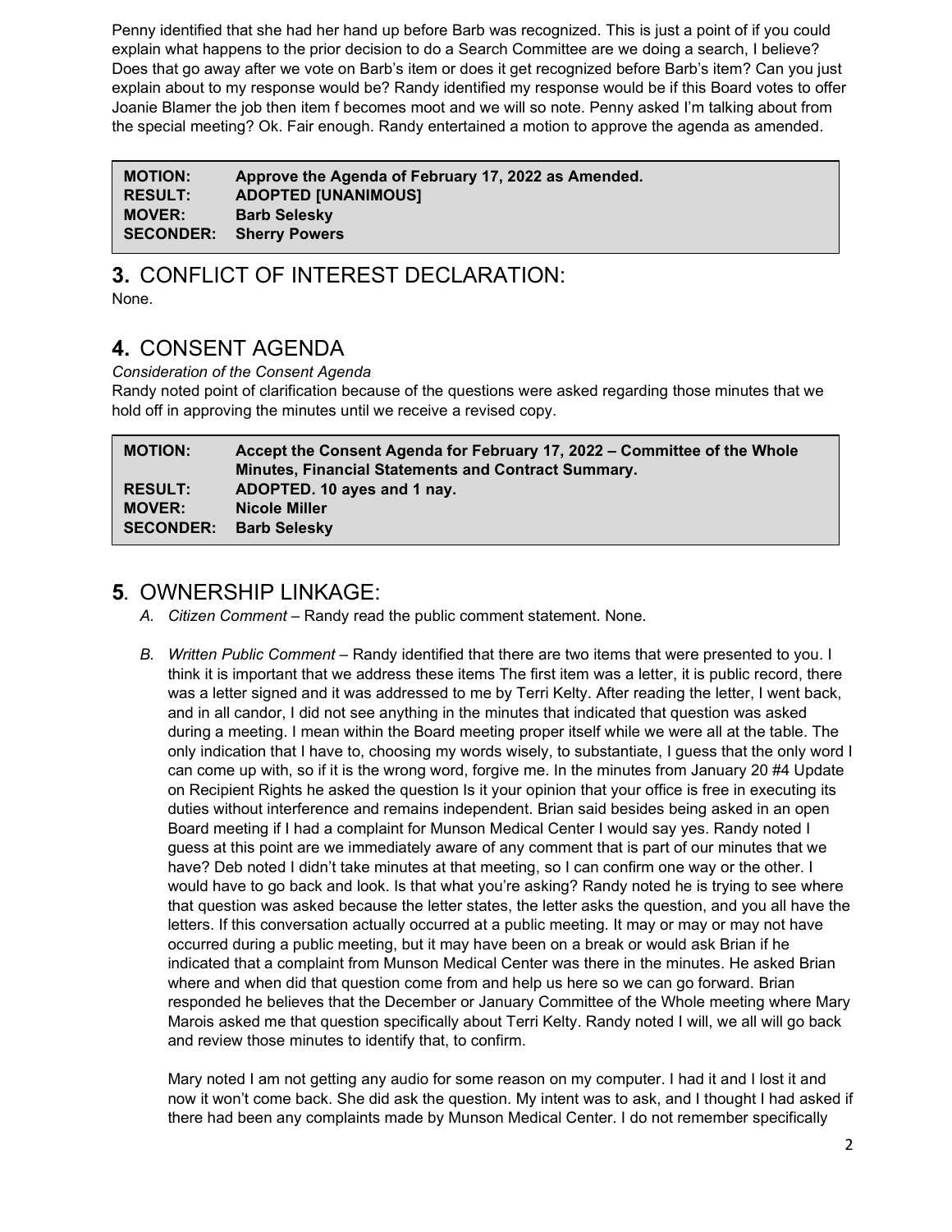Penny identified that she had her hand up before Barb was recognized. This is just a point of if you could explain what happens to the prior decision to do a Search Committee are we doing a search, I believe? Does that go away after we vote on Barb's item or does it get recognized before Barb's item? Can you just explain about to my response would be? Randy identified my response would be if this Board votes to offer Joanie Blamer the job then item f becomes moot and we will so note. Penny asked I'm talking about from the special meeting? Ok. Fair enough. Randy entertained a motion to approve the agenda as amended.

| | |
|---|---|
| **MOTION:** | **Approve the Agenda of February 17, 2022 as Amended.** |
| **RESULT:** | **ADOPTED [UNANIMOUS]** |
| **MOVER:** | **Barb Selesky** |
| **SECONDER:** | **Sherry Powers** |

## 3. CONFLICT OF INTEREST DECLARATION:

None.

## 4. CONSENT AGENDA

*Consideration of the Consent Agenda*

Randy noted point of clarification because of the questions were asked regarding those minutes that we hold off in approving the minutes until we receive a revised copy.

| | |
|---|---|
| **MOTION:** | **Accept the Consent Agenda for February 17, 2022 – Committee of the Whole Minutes, Financial Statements and Contract Summary.** |
| **RESULT:** | **ADOPTED. 10 ayes and 1 nay.** |
| **MOVER:** | **Nicole Miller** |
| **SECONDER:** | **Barb Selesky** |

## 5. OWNERSHIP LINKAGE:

A. *Citizen Comment* – Randy read the public comment statement. None.

B. *Written Public Comment* – Randy identified that there are two items that were presented to you. I think it is important that we address these items The first item was a letter, it is public record, there was a letter signed and it was addressed to me by Terri Kelty. After reading the letter, I went back, and in all candor, I did not see anything in the minutes that indicated that question was asked during a meeting. I mean within the Board meeting proper itself while we were all at the table. The only indication that I have to, choosing my words wisely, to substantiate, I guess that the only word I can come up with, so if it is the wrong word, forgive me. In the minutes from January 20 #4 Update on Recipient Rights he asked the question Is it your opinion that your office is free in executing its duties without interference and remains independent. Brian said besides being asked in an open Board meeting if I had a complaint for Munson Medical Center I would say yes. Randy noted I guess at this point are we immediately aware of any comment that is part of our minutes that we have? Deb noted I didn't take minutes at that meeting, so I can confirm one way or the other. I would have to go back and look. Is that what you're asking? Randy noted he is trying to see where that question was asked because the letter states, the letter asks the question, and you all have the letters. If this conversation actually occurred at a public meeting. It may or may or may not have occurred during a public meeting, but it may have been on a break or would ask Brian if he indicated that a complaint from Munson Medical Center was there in the minutes. He asked Brian where and when did that question come from and help us here so we can go forward. Brian responded he believes that the December or January Committee of the Whole meeting where Mary Marois asked me that question specifically about Terri Kelty. Randy noted I will, we all will go back and review those minutes to identify that, to confirm.

Mary noted I am not getting any audio for some reason on my computer. I had it and I lost it and now it won't come back. She did ask the question. My intent was to ask, and I thought I had asked if there had been any complaints made by Munson Medical Center. I do not remember specifically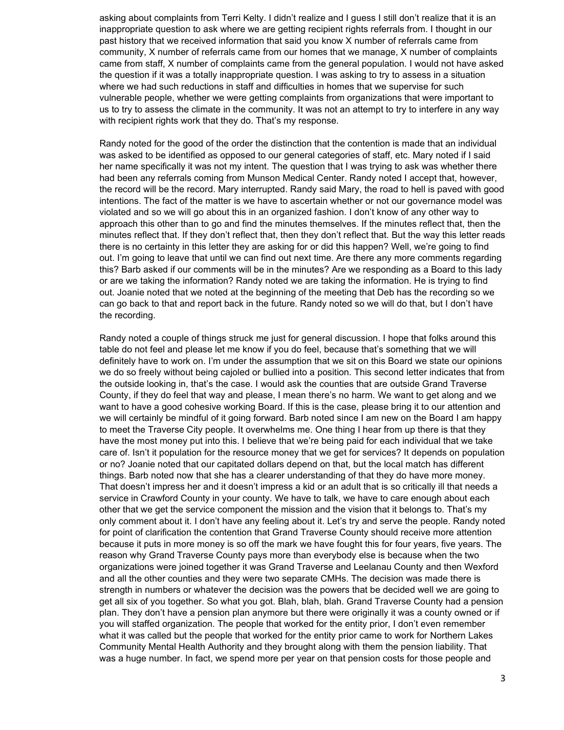asking about complaints from Terri Kelty. I didn't realize and I guess I still don't realize that it is an inappropriate question to ask where we are getting recipient rights referrals from. I thought in our past history that we received information that said you know X number of referrals came from community, X number of referrals came from our homes that we manage, X number of complaints came from staff, X number of complaints came from the general population. I would not have asked the question if it was a totally inappropriate question. I was asking to try to assess in a situation where we had such reductions in staff and difficulties in homes that we supervise for such vulnerable people, whether we were getting complaints from organizations that were important to us to try to assess the climate in the community. It was not an attempt to try to interfere in any way with recipient rights work that they do. That's my response.

Randy noted for the good of the order the distinction that the contention is made that an individual was asked to be identified as opposed to our general categories of staff, etc. Mary noted if I said her name specifically it was not my intent. The question that I was trying to ask was whether there had been any referrals coming from Munson Medical Center. Randy noted I accept that, however, the record will be the record. Mary interrupted. Randy said Mary, the road to hell is paved with good intentions. The fact of the matter is we have to ascertain whether or not our governance model was violated and so we will go about this in an organized fashion. I don't know of any other way to approach this other than to go and find the minutes themselves. If the minutes reflect that, then the minutes reflect that. If they don't reflect that, then they don't reflect that. But the way this letter reads there is no certainty in this letter they are asking for or did this happen? Well, we're going to find out. I'm going to leave that until we can find out next time. Are there any more comments regarding this? Barb asked if our comments will be in the minutes? Are we responding as a Board to this lady or are we taking the information? Randy noted we are taking the information. He is trying to find out. Joanie noted that we noted at the beginning of the meeting that Deb has the recording so we can go back to that and report back in the future. Randy noted so we will do that, but I don't have the recording.

Randy noted a couple of things struck me just for general discussion. I hope that folks around this table do not feel and please let me know if you do feel, because that's something that we will definitely have to work on. I'm under the assumption that we sit on this Board we state our opinions we do so freely without being cajoled or bullied into a position. This second letter indicates that from the outside looking in, that's the case. I would ask the counties that are outside Grand Traverse County, if they do feel that way and please, I mean there's no harm. We want to get along and we want to have a good cohesive working Board. If this is the case, please bring it to our attention and we will certainly be mindful of it going forward. Barb noted since I am new on the Board I am happy to meet the Traverse City people. It overwhelms me. One thing I hear from up there is that they have the most money put into this. I believe that we're being paid for each individual that we take care of. Isn't it population for the resource money that we get for services? It depends on population or no? Joanie noted that our capitated dollars depend on that, but the local match has different things. Barb noted now that she has a clearer understanding of that they do have more money. That doesn't impress her and it doesn't impress a kid or an adult that is so critically ill that needs a service in Crawford County in your county. We have to talk, we have to care enough about each other that we get the service component the mission and the vision that it belongs to. That's my only comment about it. I don't have any feeling about it. Let's try and serve the people. Randy noted for point of clarification the contention that Grand Traverse County should receive more attention because it puts in more money is so off the mark we have fought this for four years, five years. The reason why Grand Traverse County pays more than everybody else is because when the two organizations were joined together it was Grand Traverse and Leelanau County and then Wexford and all the other counties and they were two separate CMHs. The decision was made there is strength in numbers or whatever the decision was the powers that be decided well we are going to get all six of you together. So what you got. Blah, blah, blah. Grand Traverse County had a pension plan. They don't have a pension plan anymore but there were originally it was a county owned or if you will staffed organization. The people that worked for the entity prior, I don't even remember what it was called but the people that worked for the entity prior came to work for Northern Lakes Community Mental Health Authority and they brought along with them the pension liability. That was a huge number. In fact, we spend more per year on that pension costs for those people and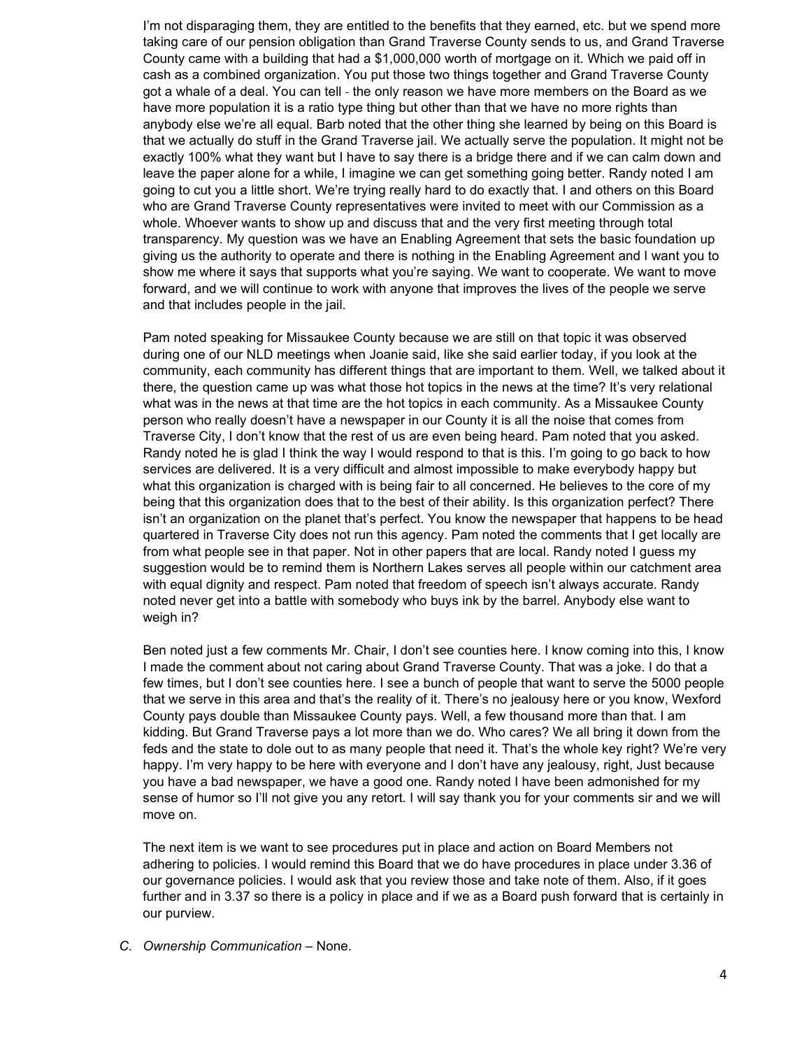I'm not disparaging them, they are entitled to the benefits that they earned, etc. but we spend more taking care of our pension obligation than Grand Traverse County sends to us, and Grand Traverse County came with a building that had a $1,000,000 worth of mortgage on it. Which we paid off in cash as a combined organization. You put those two things together and Grand Traverse County got a whale of a deal. You can tell - the only reason we have more members on the Board as we have more population it is a ratio type thing but other than that we have no more rights than anybody else we're all equal. Barb noted that the other thing she learned by being on this Board is that we actually do stuff in the Grand Traverse jail. We actually serve the population. It might not be exactly 100% what they want but I have to say there is a bridge there and if we can calm down and leave the paper alone for a while, I imagine we can get something going better. Randy noted I am going to cut you a little short. We're trying really hard to do exactly that. I and others on this Board who are Grand Traverse County representatives were invited to meet with our Commission as a whole. Whoever wants to show up and discuss that and the very first meeting through total transparency. My question was we have an Enabling Agreement that sets the basic foundation up giving us the authority to operate and there is nothing in the Enabling Agreement and I want you to show me where it says that supports what you're saying. We want to cooperate. We want to move forward, and we will continue to work with anyone that improves the lives of the people we serve and that includes people in the jail.

Pam noted speaking for Missaukee County because we are still on that topic it was observed during one of our NLD meetings when Joanie said, like she said earlier today, if you look at the community, each community has different things that are important to them. Well, we talked about it there, the question came up was what those hot topics in the news at the time? It's very relational what was in the news at that time are the hot topics in each community. As a Missaukee County person who really doesn't have a newspaper in our County it is all the noise that comes from Traverse City, I don't know that the rest of us are even being heard. Pam noted that you asked. Randy noted he is glad I think the way I would respond to that is this. I'm going to go back to how services are delivered. It is a very difficult and almost impossible to make everybody happy but what this organization is charged with is being fair to all concerned. He believes to the core of my being that this organization does that to the best of their ability. Is this organization perfect? There isn't an organization on the planet that's perfect. You know the newspaper that happens to be head quartered in Traverse City does not run this agency. Pam noted the comments that I get locally are from what people see in that paper. Not in other papers that are local. Randy noted I guess my suggestion would be to remind them is Northern Lakes serves all people within our catchment area with equal dignity and respect. Pam noted that freedom of speech isn't always accurate. Randy noted never get into a battle with somebody who buys ink by the barrel. Anybody else want to weigh in?

Ben noted just a few comments Mr. Chair, I don't see counties here. I know coming into this, I know I made the comment about not caring about Grand Traverse County. That was a joke. I do that a few times, but I don't see counties here. I see a bunch of people that want to serve the 5000 people that we serve in this area and that's the reality of it. There's no jealousy here or you know, Wexford County pays double than Missaukee County pays. Well, a few thousand more than that. I am kidding. But Grand Traverse pays a lot more than we do. Who cares? We all bring it down from the feds and the state to dole out to as many people that need it. That's the whole key right? We're very happy. I'm very happy to be here with everyone and I don't have any jealousy, right, Just because you have a bad newspaper, we have a good one. Randy noted I have been admonished for my sense of humor so I'll not give you any retort. I will say thank you for your comments sir and we will move on.

The next item is we want to see procedures put in place and action on Board Members not adhering to policies. I would remind this Board that we do have procedures in place under 3.36 of our governance policies. I would ask that you review those and take note of them. Also, if it goes further and in 3.37 so there is a policy in place and if we as a Board push forward that is certainly in our purview.

C. *Ownership Communication* – None.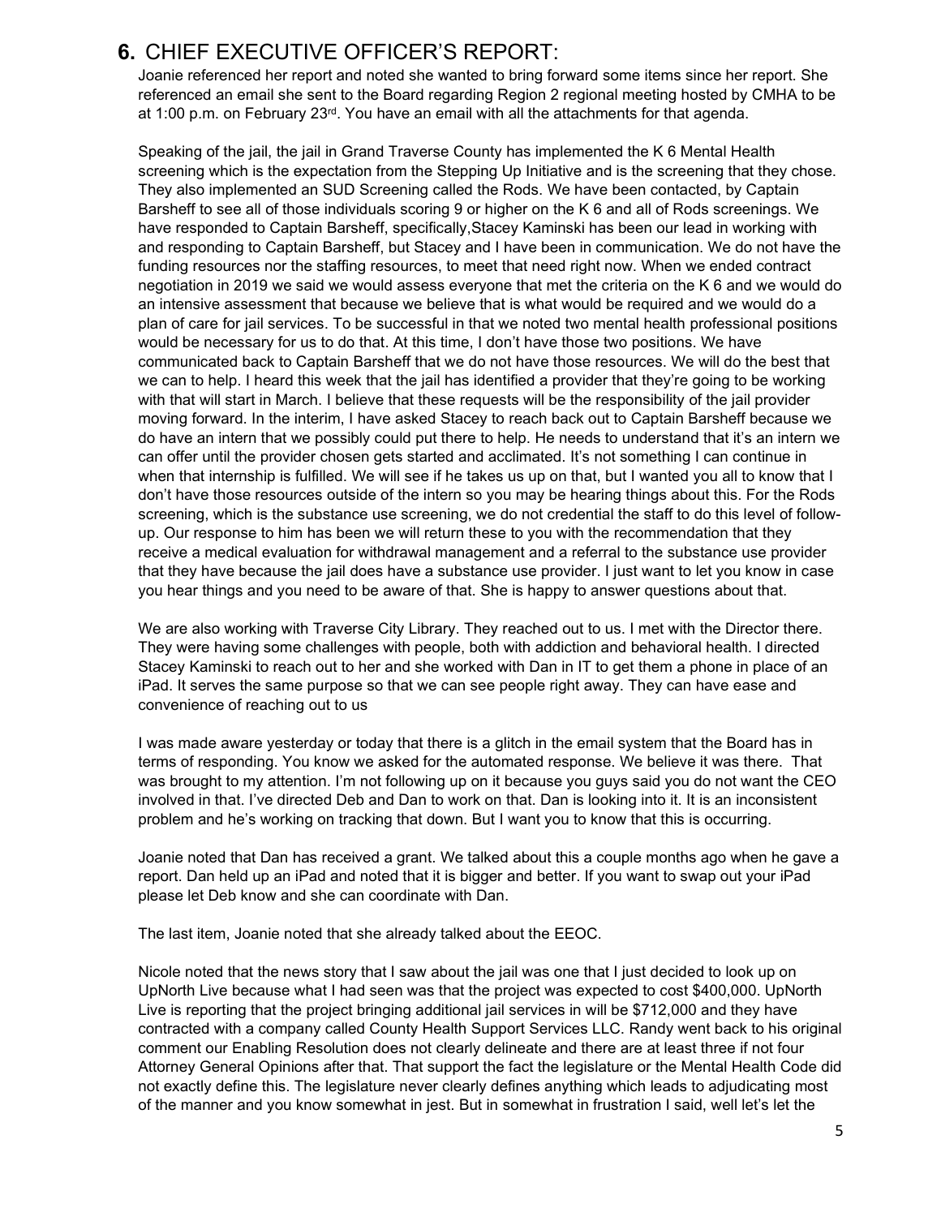## 6. CHIEF EXECUTIVE OFFICER'S REPORT:

Joanie referenced her report and noted she wanted to bring forward some items since her report. She referenced an email she sent to the Board regarding Region 2 regional meeting hosted by CMHA to be at 1:00 p.m. on February 23rd. You have an email with all the attachments for that agenda.

Speaking of the jail, the jail in Grand Traverse County has implemented the K 6 Mental Health screening which is the expectation from the Stepping Up Initiative and is the screening that they chose. They also implemented an SUD Screening called the Rods. We have been contacted, by Captain Barsheff to see all of those individuals scoring 9 or higher on the K 6 and all of Rods screenings. We have responded to Captain Barsheff, specifically,Stacey Kaminski has been our lead in working with and responding to Captain Barsheff, but Stacey and I have been in communication. We do not have the funding resources nor the staffing resources, to meet that need right now. When we ended contract negotiation in 2019 we said we would assess everyone that met the criteria on the K 6 and we would do an intensive assessment that because we believe that is what would be required and we would do a plan of care for jail services. To be successful in that we noted two mental health professional positions would be necessary for us to do that. At this time, I don't have those two positions. We have communicated back to Captain Barsheff that we do not have those resources. We will do the best that we can to help. I heard this week that the jail has identified a provider that they're going to be working with that will start in March. I believe that these requests will be the responsibility of the jail provider moving forward. In the interim, I have asked Stacey to reach back out to Captain Barsheff because we do have an intern that we possibly could put there to help. He needs to understand that it's an intern we can offer until the provider chosen gets started and acclimated. It's not something I can continue in when that internship is fulfilled. We will see if he takes us up on that, but I wanted you all to know that I don't have those resources outside of the intern so you may be hearing things about this. For the Rods screening, which is the substance use screening, we do not credential the staff to do this level of follow-up. Our response to him has been we will return these to you with the recommendation that they receive a medical evaluation for withdrawal management and a referral to the substance use provider that they have because the jail does have a substance use provider. I just want to let you know in case you hear things and you need to be aware of that. She is happy to answer questions about that.

We are also working with Traverse City Library. They reached out to us. I met with the Director there. They were having some challenges with people, both with addiction and behavioral health. I directed Stacey Kaminski to reach out to her and she worked with Dan in IT to get them a phone in place of an iPad. It serves the same purpose so that we can see people right away. They can have ease and convenience of reaching out to us

I was made aware yesterday or today that there is a glitch in the email system that the Board has in terms of responding. You know we asked for the automated response. We believe it was there. That was brought to my attention. I'm not following up on it because you guys said you do not want the CEO involved in that. I've directed Deb and Dan to work on that. Dan is looking into it. It is an inconsistent problem and he's working on tracking that down. But I want you to know that this is occurring.

Joanie noted that Dan has received a grant. We talked about this a couple months ago when he gave a report. Dan held up an iPad and noted that it is bigger and better. If you want to swap out your iPad please let Deb know and she can coordinate with Dan.

The last item, Joanie noted that she already talked about the EEOC.

Nicole noted that the news story that I saw about the jail was one that I just decided to look up on UpNorth Live because what I had seen was that the project was expected to cost $400,000. UpNorth Live is reporting that the project bringing additional jail services in will be $712,000 and they have contracted with a company called County Health Support Services LLC. Randy went back to his original comment our Enabling Resolution does not clearly delineate and there are at least three if not four Attorney General Opinions after that. That support the fact the legislature or the Mental Health Code did not exactly define this. The legislature never clearly defines anything which leads to adjudicating most of the manner and you know somewhat in jest. But in somewhat in frustration I said, well let's let the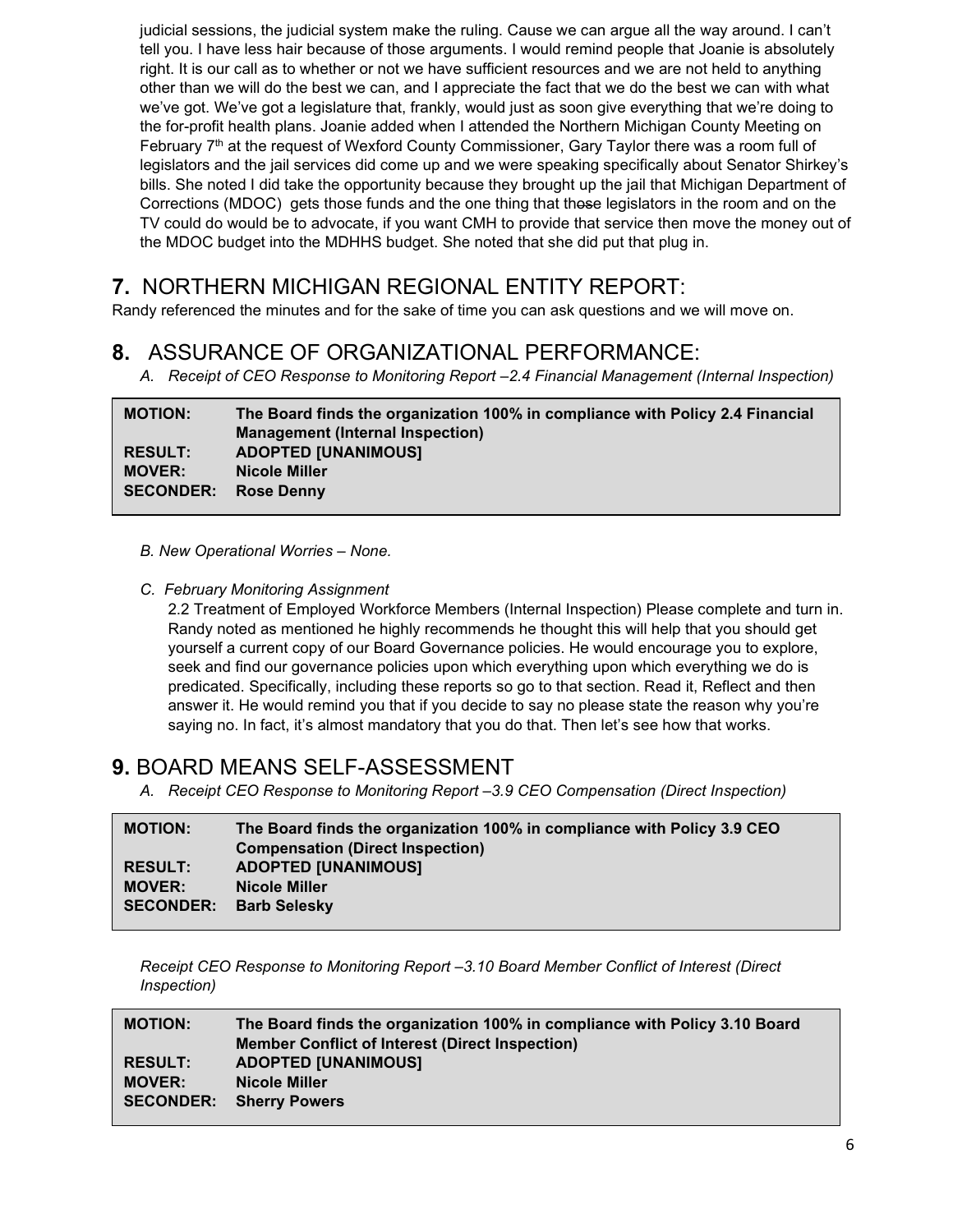judicial sessions, the judicial system make the ruling. Cause we can argue all the way around. I can't tell you. I have less hair because of those arguments. I would remind people that Joanie is absolutely right. It is our call as to whether or not we have sufficient resources and we are not held to anything other than we will do the best we can, and I appreciate the fact that we do the best we can with what we've got. We've got a legislature that, frankly, would just as soon give everything that we're doing to the for-profit health plans. Joanie added when I attended the Northern Michigan County Meeting on February 7th at the request of Wexford County Commissioner, Gary Taylor there was a room full of legislators and the jail services did come up and we were speaking specifically about Senator Shirkey's bills. She noted I did take the opportunity because they brought up the jail that Michigan Department of Corrections (MDOC) gets those funds and the one thing that th~~ose~~ legislators in the room and on the TV could do would be to advocate, if you want CMH to provide that service then move the money out of the MDOC budget into the MDHHS budget. She noted that she did put that plug in.

## 7. NORTHERN MICHIGAN REGIONAL ENTITY REPORT:

Randy referenced the minutes and for the sake of time you can ask questions and we will move on.

## 8. ASSURANCE OF ORGANIZATIONAL PERFORMANCE:

*A. Receipt of CEO Response to Monitoring Report –2.4 Financial Management (Internal Inspection)*

| | |
|---|---|
| **MOTION:** | **The Board finds the organization 100% in compliance with Policy 2.4 Financial Management (Internal Inspection)** |
| **RESULT:** | **ADOPTED [UNANIMOUS]** |
| **MOVER:** | **Nicole Miller** |
| **SECONDER:** | **Rose Denny** |

*B. New Operational Worries – None.*

*C. February Monitoring Assignment*

2.2 Treatment of Employed Workforce Members (Internal Inspection) Please complete and turn in. Randy noted as mentioned he highly recommends he thought this will help that you should get yourself a current copy of our Board Governance policies. He would encourage you to explore, seek and find our governance policies upon which everything upon which everything we do is predicated. Specifically, including these reports so go to that section. Read it, Reflect and then answer it. He would remind you that if you decide to say no please state the reason why you're saying no. In fact, it's almost mandatory that you do that. Then let's see how that works.

## 9. BOARD MEANS SELF-ASSESSMENT

*A. Receipt CEO Response to Monitoring Report –3.9 CEO Compensation (Direct Inspection)*

| | |
|---|---|
| **MOTION:** | **The Board finds the organization 100% in compliance with Policy 3.9 CEO Compensation (Direct Inspection)** |
| **RESULT:** | **ADOPTED [UNANIMOUS]** |
| **MOVER:** | **Nicole Miller** |
| **SECONDER:** | **Barb Selesky** |

*Receipt CEO Response to Monitoring Report –3.10 Board Member Conflict of Interest (Direct Inspection)*

| | |
|---|---|
| **MOTION:** | **The Board finds the organization 100% in compliance with Policy 3.10 Board Member Conflict of Interest (Direct Inspection)** |
| **RESULT:** | **ADOPTED [UNANIMOUS]** |
| **MOVER:** | **Nicole Miller** |
| **SECONDER:** | **Sherry Powers** |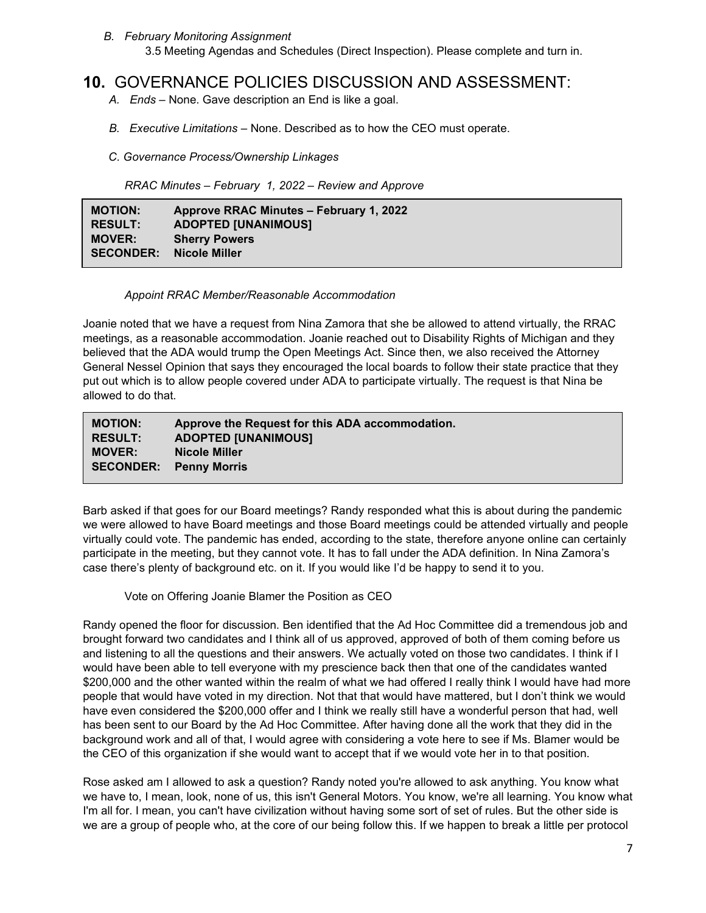*B. February Monitoring Assignment*

3.5 Meeting Agendas and Schedules (Direct Inspection). Please complete and turn in.

## 10. GOVERNANCE POLICIES DISCUSSION AND ASSESSMENT:

*A. Ends* – None. Gave description an End is like a goal.

*B. Executive Limitations* – None. Described as to how the CEO must operate.

*C. Governance Process/Ownership Linkages*

*RRAC Minutes – February 1, 2022 – Review and Approve*

| | |
|---|---|
| **MOTION:** | **Approve RRAC Minutes – February 1, 2022** |
| **RESULT:** | **ADOPTED [UNANIMOUS]** |
| **MOVER:** | **Sherry Powers** |
| **SECONDER:** | **Nicole Miller** |

*Appoint RRAC Member/Reasonable Accommodation*

Joanie noted that we have a request from Nina Zamora that she be allowed to attend virtually, the RRAC meetings, as a reasonable accommodation. Joanie reached out to Disability Rights of Michigan and they believed that the ADA would trump the Open Meetings Act. Since then, we also received the Attorney General Nessel Opinion that says they encouraged the local boards to follow their state practice that they put out which is to allow people covered under ADA to participate virtually. The request is that Nina be allowed to do that.

| | |
|---|---|
| **MOTION:** | **Approve the Request for this ADA accommodation.** |
| **RESULT:** | **ADOPTED [UNANIMOUS]** |
| **MOVER:** | **Nicole Miller** |
| **SECONDER:** | **Penny Morris** |

Barb asked if that goes for our Board meetings? Randy responded what this is about during the pandemic we were allowed to have Board meetings and those Board meetings could be attended virtually and people virtually could vote. The pandemic has ended, according to the state, therefore anyone online can certainly participate in the meeting, but they cannot vote. It has to fall under the ADA definition. In Nina Zamora's case there's plenty of background etc. on it. If you would like I'd be happy to send it to you.

Vote on Offering Joanie Blamer the Position as CEO

Randy opened the floor for discussion. Ben identified that the Ad Hoc Committee did a tremendous job and brought forward two candidates and I think all of us approved, approved of both of them coming before us and listening to all the questions and their answers. We actually voted on those two candidates. I think if I would have been able to tell everyone with my prescience back then that one of the candidates wanted $200,000 and the other wanted within the realm of what we had offered I really think I would have had more people that would have voted in my direction. Not that that would have mattered, but I don't think we would have even considered the $200,000 offer and I think we really still have a wonderful person that had, well has been sent to our Board by the Ad Hoc Committee. After having done all the work that they did in the background work and all of that, I would agree with considering a vote here to see if Ms. Blamer would be the CEO of this organization if she would want to accept that if we would vote her in to that position.

Rose asked am I allowed to ask a question? Randy noted you're allowed to ask anything. You know what we have to, I mean, look, none of us, this isn't General Motors. You know, we're all learning. You know what I'm all for. I mean, you can't have civilization without having some sort of set of rules. But the other side is we are a group of people who, at the core of our being follow this. If we happen to break a little per protocol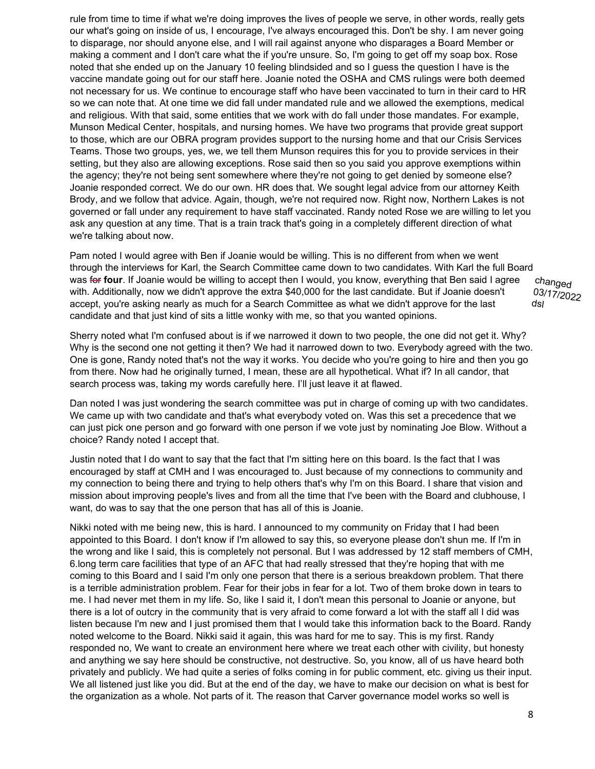rule from time to time if what we're doing improves the lives of people we serve, in other words, really gets our what's going on inside of us, I encourage, I've always encouraged this. Don't be shy. I am never going to disparage, nor should anyone else, and I will rail against anyone who disparages a Board Member or making a comment and I don't care what the if you're unsure. So, I'm going to get off my soap box. Rose noted that she ended up on the January 10 feeling blindsided and so I guess the question I have is the vaccine mandate going out for our staff here. Joanie noted the OSHA and CMS rulings were both deemed not necessary for us. We continue to encourage staff who have been vaccinated to turn in their card to HR so we can note that. At one time we did fall under mandated rule and we allowed the exemptions, medical and religious. With that said, some entities that we work with do fall under those mandates. For example, Munson Medical Center, hospitals, and nursing homes. We have two programs that provide great support to those, which are our OBRA program provides support to the nursing home and that our Crisis Services Teams. Those two groups, yes, we, we tell them Munson requires this for you to provide services in their setting, but they also are allowing exceptions. Rose said then so you said you approve exemptions within the agency; they're not being sent somewhere where they're not going to get denied by someone else? Joanie responded correct. We do our own. HR does that. We sought legal advice from our attorney Keith Brody, and we follow that advice. Again, though, we're not required now. Right now, Northern Lakes is not governed or fall under any requirement to have staff vaccinated. Randy noted Rose we are willing to let you ask any question at any time. That is a train track that's going in a completely different direction of what we're talking about now.

Pam noted I would agree with Ben if Joanie would be willing. This is no different from when we went through the interviews for Karl, the Search Committee came down to two candidates. With Karl the full Board was ~~for~~ **four**. If Joanie would be willing to accept then I would, you know, everything that Ben said I agree with. Additionally, now we didn't approve the extra $40,000 for the last candidate. But if Joanie doesn't accept, you're asking nearly as much for a Search Committee as what we didn't approve for the last candidate and that just kind of sits a little wonky with me, so that you wanted opinions. *changed 03/17/2022 dsl*

Sherry noted what I'm confused about is if we narrowed it down to two people, the one did not get it. Why? Why is the second one not getting it then? We had it narrowed down to two. Everybody agreed with the two. One is gone, Randy noted that's not the way it works. You decide who you're going to hire and then you go from there. Now had he originally turned, I mean, these are all hypothetical. What if? In all candor, that search process was, taking my words carefully here. I'll just leave it at flawed.

Dan noted I was just wondering the search committee was put in charge of coming up with two candidates. We came up with two candidate and that's what everybody voted on. Was this set a precedence that we can just pick one person and go forward with one person if we vote just by nominating Joe Blow. Without a choice? Randy noted I accept that.

Justin noted that I do want to say that the fact that I'm sitting here on this board. Is the fact that I was encouraged by staff at CMH and I was encouraged to. Just because of my connections to community and my connection to being there and trying to help others that's why I'm on this Board. I share that vision and mission about improving people's lives and from all the time that I've been with the Board and clubhouse, I want, do was to say that the one person that has all of this is Joanie.

Nikki noted with me being new, this is hard. I announced to my community on Friday that I had been appointed to this Board. I don't know if I'm allowed to say this, so everyone please don't shun me. If I'm in the wrong and like I said, this is completely not personal. But I was addressed by 12 staff members of CMH, 6.long term care facilities that type of an AFC that had really stressed that with me coming to this Board and I said I'm only one person that there is a serious breakdown problem. That there is a terrible administration problem. Fear for their jobs in fear for a lot. Two of them broke down in tears to me. I had never met them in my life. So, like I said it, I don't mean this personal to Joanie or anyone, but there is a lot of outcry in the community that is very afraid to come forward a lot with the staff all I did was listen because I'm new and I just promised them that I would take this information back to the Board. Randy noted welcome to the Board. Nikki said it again, this was hard for me to say. This is my first. Randy responded no, We want to create an environment here where we treat each other with civility, but honesty and anything we say here should be constructive, not destructive. So, you know, all of us have heard both privately and publicly. We had quite a series of folks coming in for public comment, etc. giving us their input. We all listened just like you did. But at the end of the day, we have to make our decision on what is best for the organization as a whole. Not parts of it. The reason that Carver governance model works so well is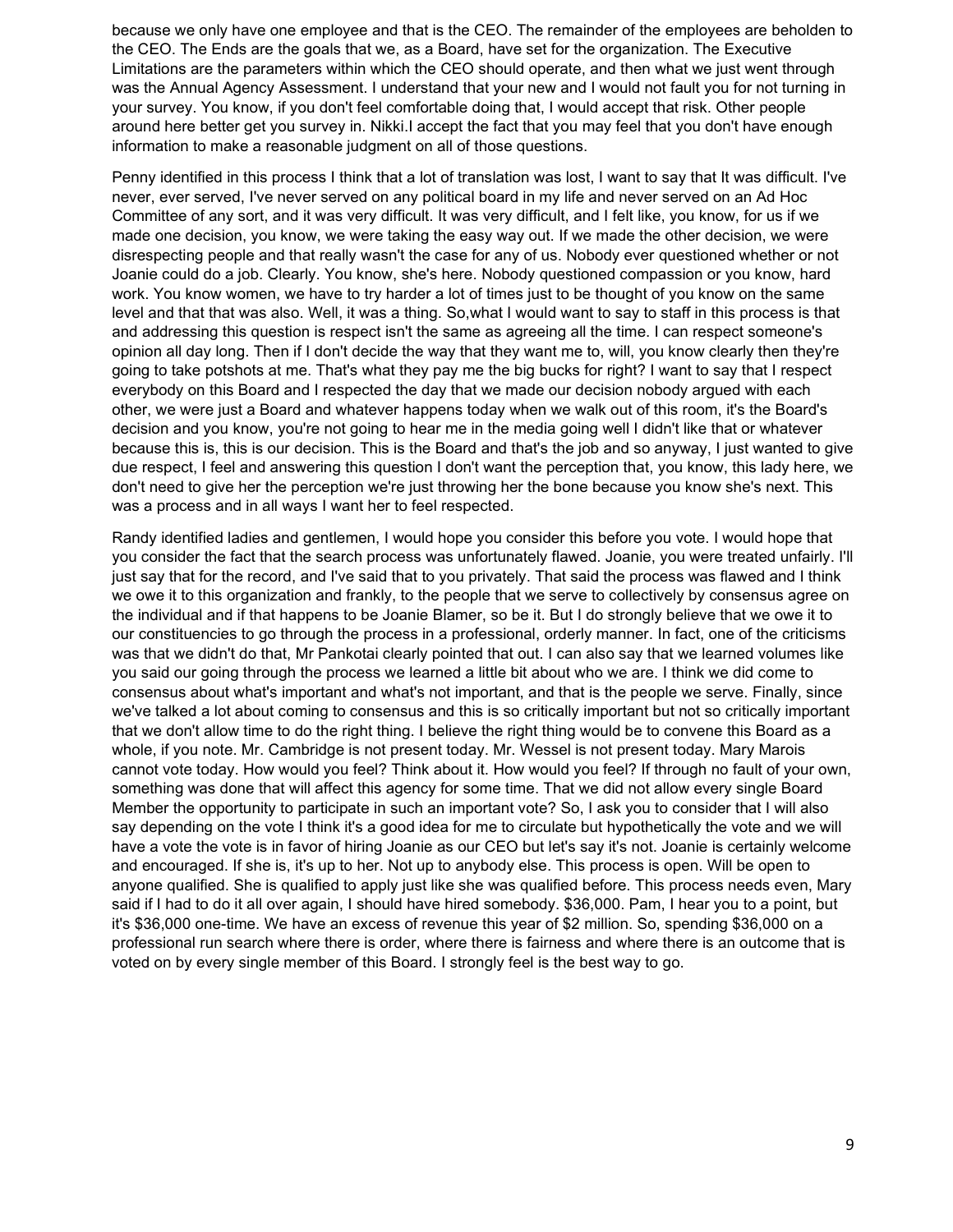because we only have one employee and that is the CEO. The remainder of the employees are beholden to the CEO. The Ends are the goals that we, as a Board, have set for the organization. The Executive Limitations are the parameters within which the CEO should operate, and then what we just went through was the Annual Agency Assessment. I understand that your new and I would not fault you for not turning in your survey. You know, if you don't feel comfortable doing that, I would accept that risk. Other people around here better get you survey in. Nikki.I accept the fact that you may feel that you don't have enough information to make a reasonable judgment on all of those questions.

Penny identified in this process I think that a lot of translation was lost, I want to say that It was difficult. I've never, ever served, I've never served on any political board in my life and never served on an Ad Hoc Committee of any sort, and it was very difficult. It was very difficult, and I felt like, you know, for us if we made one decision, you know, we were taking the easy way out. If we made the other decision, we were disrespecting people and that really wasn't the case for any of us. Nobody ever questioned whether or not Joanie could do a job. Clearly. You know, she's here. Nobody questioned compassion or you know, hard work. You know women, we have to try harder a lot of times just to be thought of you know on the same level and that that was also. Well, it was a thing. So,what I would want to say to staff in this process is that and addressing this question is respect isn't the same as agreeing all the time. I can respect someone's opinion all day long. Then if I don't decide the way that they want me to, will, you know clearly then they're going to take potshots at me. That's what they pay me the big bucks for right? I want to say that I respect everybody on this Board and I respected the day that we made our decision nobody argued with each other, we were just a Board and whatever happens today when we walk out of this room, it's the Board's decision and you know, you're not going to hear me in the media going well I didn't like that or whatever because this is, this is our decision. This is the Board and that's the job and so anyway, I just wanted to give due respect, I feel and answering this question I don't want the perception that, you know, this lady here, we don't need to give her the perception we're just throwing her the bone because you know she's next. This was a process and in all ways I want her to feel respected.

Randy identified ladies and gentlemen, I would hope you consider this before you vote. I would hope that you consider the fact that the search process was unfortunately flawed. Joanie, you were treated unfairly. I'll just say that for the record, and I've said that to you privately. That said the process was flawed and I think we owe it to this organization and frankly, to the people that we serve to collectively by consensus agree on the individual and if that happens to be Joanie Blamer, so be it. But I do strongly believe that we owe it to our constituencies to go through the process in a professional, orderly manner. In fact, one of the criticisms was that we didn't do that, Mr Pankotai clearly pointed that out. I can also say that we learned volumes like you said our going through the process we learned a little bit about who we are. I think we did come to consensus about what's important and what's not important, and that is the people we serve. Finally, since we've talked a lot about coming to consensus and this is so critically important but not so critically important that we don't allow time to do the right thing. I believe the right thing would be to convene this Board as a whole, if you note. Mr. Cambridge is not present today. Mr. Wessel is not present today. Mary Marois cannot vote today. How would you feel? Think about it. How would you feel? If through no fault of your own, something was done that will affect this agency for some time. That we did not allow every single Board Member the opportunity to participate in such an important vote? So, I ask you to consider that I will also say depending on the vote I think it's a good idea for me to circulate but hypothetically the vote and we will have a vote the vote is in favor of hiring Joanie as our CEO but let's say it's not. Joanie is certainly welcome and encouraged. If she is, it's up to her. Not up to anybody else. This process is open. Will be open to anyone qualified. She is qualified to apply just like she was qualified before. This process needs even, Mary said if I had to do it all over again, I should have hired somebody. $36,000. Pam, I hear you to a point, but it's $36,000 one-time. We have an excess of revenue this year of $2 million. So, spending $36,000 on a professional run search where there is order, where there is fairness and where there is an outcome that is voted on by every single member of this Board. I strongly feel is the best way to go.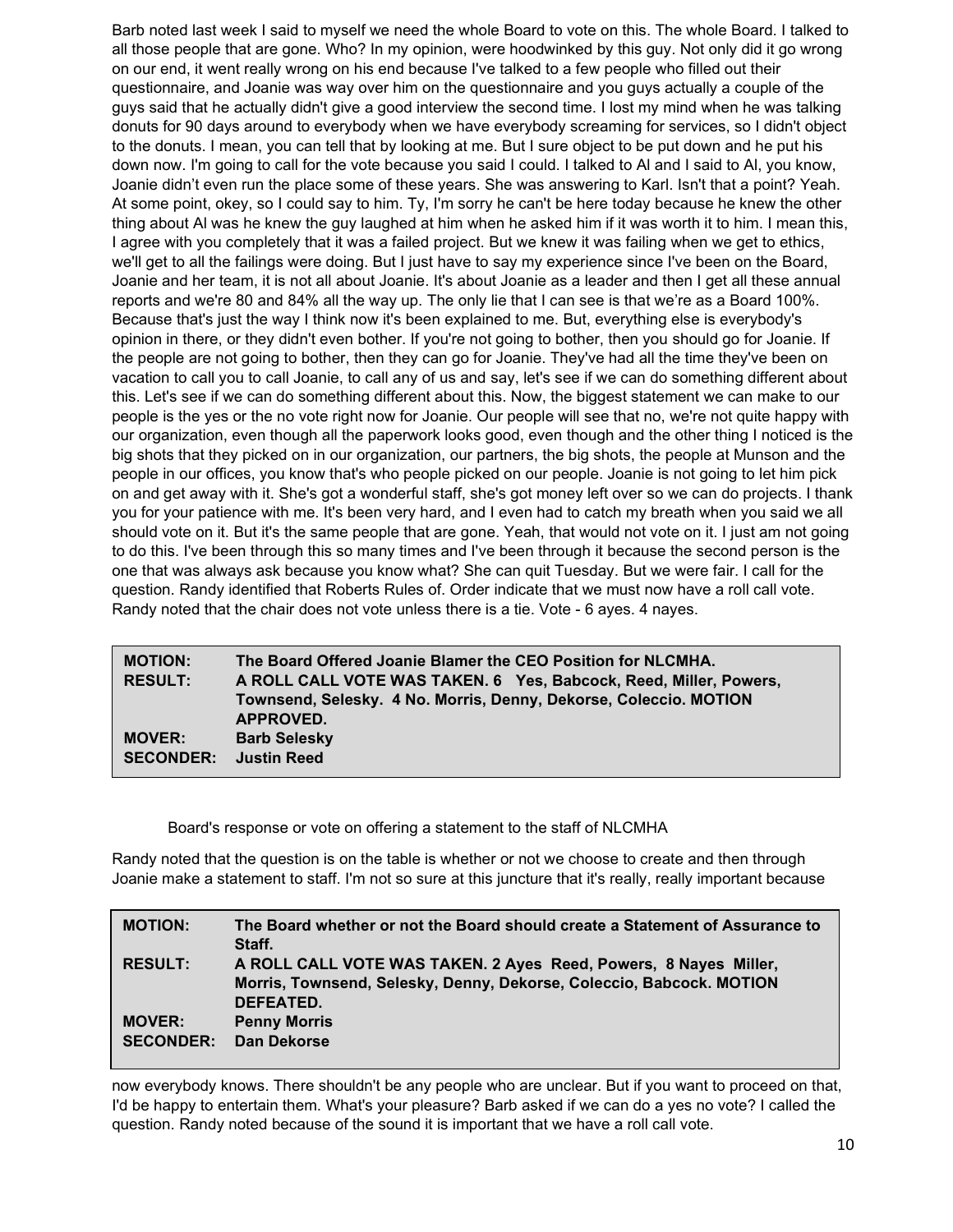Barb noted last week I said to myself we need the whole Board to vote on this. The whole Board. I talked to all those people that are gone. Who? In my opinion, were hoodwinked by this guy. Not only did it go wrong on our end, it went really wrong on his end because I've talked to a few people who filled out their questionnaire, and Joanie was way over him on the questionnaire and you guys actually a couple of the guys said that he actually didn't give a good interview the second time. I lost my mind when he was talking donuts for 90 days around to everybody when we have everybody screaming for services, so I didn't object to the donuts. I mean, you can tell that by looking at me. But I sure object to be put down and he put his down now. I'm going to call for the vote because you said I could. I talked to Al and I said to Al, you know, Joanie didn't even run the place some of these years. She was answering to Karl. Isn't that a point? Yeah. At some point, okey, so I could say to him. Ty, I'm sorry he can't be here today because he knew the other thing about Al was he knew the guy laughed at him when he asked him if it was worth it to him. I mean this, I agree with you completely that it was a failed project. But we knew it was failing when we get to ethics, we'll get to all the failings were doing. But I just have to say my experience since I've been on the Board, Joanie and her team, it is not all about Joanie. It's about Joanie as a leader and then I get all these annual reports and we're 80 and 84% all the way up. The only lie that I can see is that we're as a Board 100%. Because that's just the way I think now it's been explained to me. But, everything else is everybody's opinion in there, or they didn't even bother. If you're not going to bother, then you should go for Joanie. If the people are not going to bother, then they can go for Joanie. They've had all the time they've been on vacation to call you to call Joanie, to call any of us and say, let's see if we can do something different about this. Let's see if we can do something different about this. Now, the biggest statement we can make to our people is the yes or the no vote right now for Joanie. Our people will see that no, we're not quite happy with our organization, even though all the paperwork looks good, even though and the other thing I noticed is the big shots that they picked on in our organization, our partners, the big shots, the people at Munson and the people in our offices, you know that's who people picked on our people. Joanie is not going to let him pick on and get away with it. She's got a wonderful staff, she's got money left over so we can do projects. I thank you for your patience with me. It's been very hard, and I even had to catch my breath when you said we all should vote on it. But it's the same people that are gone. Yeah, that would not vote on it. I just am not going to do this. I've been through this so many times and I've been through it because the second person is the one that was always ask because you know what? She can quit Tuesday. But we were fair. I call for the question. Randy identified that Roberts Rules of. Order indicate that we must now have a roll call vote. Randy noted that the chair does not vote unless there is a tie. Vote - 6 ayes. 4 nayes.

| | |
|---|---|
| **MOTION:** | **The Board Offered Joanie Blamer the CEO Position for NLCMHA.** |
| **RESULT:** | **A ROLL CALL VOTE WAS TAKEN. 6 Yes, Babcock, Reed, Miller, Powers, Townsend, Selesky. 4 No. Morris, Denny, Dekorse, Coleccio. MOTION APPROVED.** |
| **MOVER:** | **Barb Selesky** |
| **SECONDER:** | **Justin Reed** |

Board's response or vote on offering a statement to the staff of NLCMHA

Randy noted that the question is on the table is whether or not we choose to create and then through Joanie make a statement to staff. I'm not so sure at this juncture that it's really, really important because now everybody knows. There shouldn't be any people who are unclear. But if you want to proceed on that, I'd be happy to entertain them. What's your pleasure? Barb asked if we can do a yes no vote? I called the question. Randy noted because of the sound it is important that we have a roll call vote.

| | |
|---|---|
| **MOTION:** | **The Board whether or not the Board should create a Statement of Assurance to Staff.** |
| **RESULT:** | **A ROLL CALL VOTE WAS TAKEN. 2 Ayes Reed, Powers, 8 Nayes Miller, Morris, Townsend, Selesky, Denny, Dekorse, Coleccio, Babcock. MOTION DEFEATED.** |
| **MOVER:** | **Penny Morris** |
| **SECONDER:** | **Dan Dekorse** |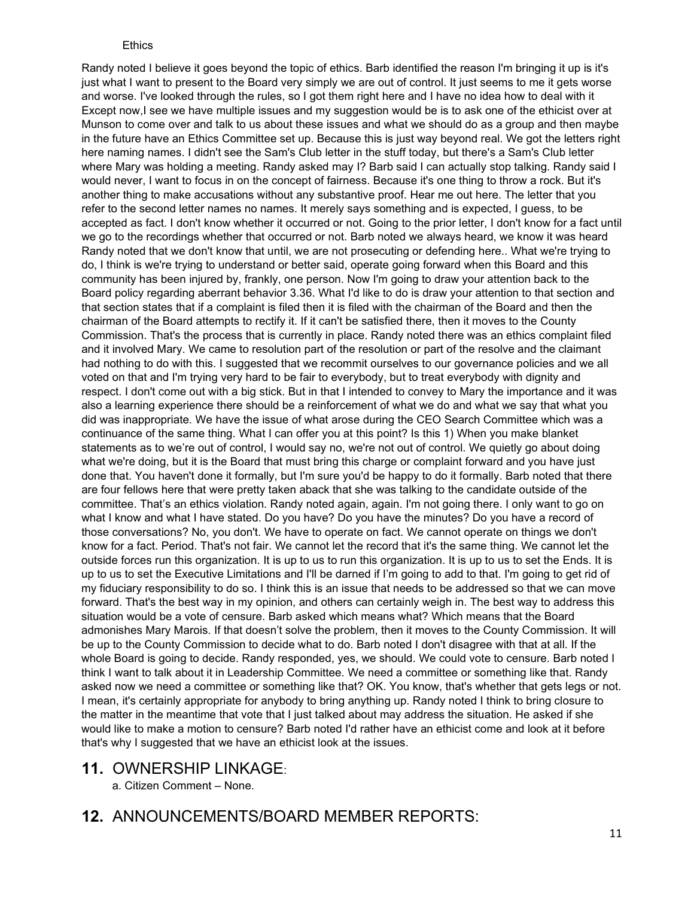Ethics

Randy noted I believe it goes beyond the topic of ethics. Barb identified the reason I'm bringing it up is it's just what I want to present to the Board very simply we are out of control. It just seems to me it gets worse and worse. I've looked through the rules, so I got them right here and I have no idea how to deal with it Except now,I see we have multiple issues and my suggestion would be is to ask one of the ethicist over at Munson to come over and talk to us about these issues and what we should do as a group and then maybe in the future have an Ethics Committee set up. Because this is just way beyond real. We got the letters right here naming names. I didn't see the Sam's Club letter in the stuff today, but there's a Sam's Club letter where Mary was holding a meeting. Randy asked may I? Barb said I can actually stop talking. Randy said I would never, I want to focus in on the concept of fairness. Because it's one thing to throw a rock. But it's another thing to make accusations without any substantive proof. Hear me out here. The letter that you refer to the second letter names no names. It merely says something and is expected, I guess, to be accepted as fact. I don't know whether it occurred or not. Going to the prior letter, I don't know for a fact until we go to the recordings whether that occurred or not. Barb noted we always heard, we know it was heard Randy noted that we don't know that until, we are not prosecuting or defending here.. What we're trying to do, I think is we're trying to understand or better said, operate going forward when this Board and this community has been injured by, frankly, one person. Now I'm going to draw your attention back to the Board policy regarding aberrant behavior 3.36. What I'd like to do is draw your attention to that section and that section states that if a complaint is filed then it is filed with the chairman of the Board and then the chairman of the Board attempts to rectify it. If it can't be satisfied there, then it moves to the County Commission. That's the process that is currently in place. Randy noted there was an ethics complaint filed and it involved Mary. We came to resolution part of the resolution or part of the resolve and the claimant had nothing to do with this. I suggested that we recommit ourselves to our governance policies and we all voted on that and I'm trying very hard to be fair to everybody, but to treat everybody with dignity and respect. I don't come out with a big stick. But in that I intended to convey to Mary the importance and it was also a learning experience there should be a reinforcement of what we do and what we say that what you did was inappropriate. We have the issue of what arose during the CEO Search Committee which was a continuance of the same thing. What I can offer you at this point? Is this 1) When you make blanket statements as to we're out of control, I would say no, we're not out of control. We quietly go about doing what we're doing, but it is the Board that must bring this charge or complaint forward and you have just done that. You haven't done it formally, but I'm sure you'd be happy to do it formally. Barb noted that there are four fellows here that were pretty taken aback that she was talking to the candidate outside of the committee. That's an ethics violation. Randy noted again, again. I'm not going there. I only want to go on what I know and what I have stated. Do you have? Do you have the minutes? Do you have a record of those conversations? No, you don't. We have to operate on fact. We cannot operate on things we don't know for a fact. Period. That's not fair. We cannot let the record that it's the same thing. We cannot let the outside forces run this organization. It is up to us to run this organization. It is up to us to set the Ends. It is up to us to set the Executive Limitations and I'll be darned if I'm going to add to that. I'm going to get rid of my fiduciary responsibility to do so. I think this is an issue that needs to be addressed so that we can move forward. That's the best way in my opinion, and others can certainly weigh in. The best way to address this situation would be a vote of censure. Barb asked which means what? Which means that the Board admonishes Mary Marois. If that doesn't solve the problem, then it moves to the County Commission. It will be up to the County Commission to decide what to do. Barb noted I don't disagree with that at all. If the whole Board is going to decide. Randy responded, yes, we should. We could vote to censure. Barb noted I think I want to talk about it in Leadership Committee. We need a committee or something like that. Randy asked now we need a committee or something like that? OK. You know, that's whether that gets legs or not. I mean, it's certainly appropriate for anybody to bring anything up. Randy noted I think to bring closure to the matter in the meantime that vote that I just talked about may address the situation. He asked if she would like to make a motion to censure? Barb noted I'd rather have an ethicist come and look at it before that's why I suggested that we have an ethicist look at the issues.

## 11. OWNERSHIP LINKAGE:

a. Citizen Comment – None.

## 12. ANNOUNCEMENTS/BOARD MEMBER REPORTS: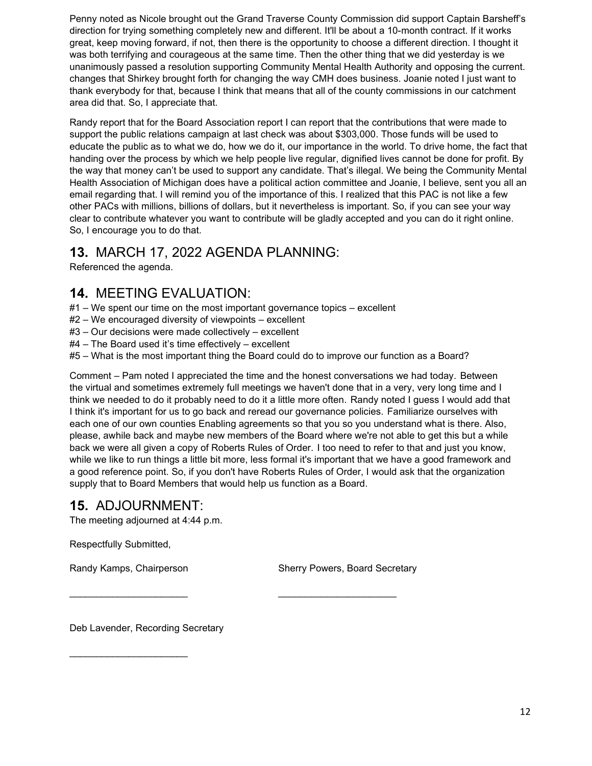Penny noted as Nicole brought out the Grand Traverse County Commission did support Captain Barsheff's direction for trying something completely new and different. It'll be about a 10-month contract. If it works great, keep moving forward, if not, then there is the opportunity to choose a different direction. I thought it was both terrifying and courageous at the same time. Then the other thing that we did yesterday is we unanimously passed a resolution supporting Community Mental Health Authority and opposing the current. changes that Shirkey brought forth for changing the way CMH does business. Joanie noted I just want to thank everybody for that, because I think that means that all of the county commissions in our catchment area did that. So, I appreciate that.

Randy report that for the Board Association report I can report that the contributions that were made to support the public relations campaign at last check was about $303,000. Those funds will be used to educate the public as to what we do, how we do it, our importance in the world. To drive home, the fact that handing over the process by which we help people live regular, dignified lives cannot be done for profit. By the way that money can't be used to support any candidate. That's illegal. We being the Community Mental Health Association of Michigan does have a political action committee and Joanie, I believe, sent you all an email regarding that. I will remind you of the importance of this. I realized that this PAC is not like a few other PACs with millions, billions of dollars, but it nevertheless is important. So, if you can see your way clear to contribute whatever you want to contribute will be gladly accepted and you can do it right online. So, I encourage you to do that.

## **13.** MARCH 17, 2022 AGENDA PLANNING:

Referenced the agenda.

## **14.** MEETING EVALUATION:

#1 – We spent our time on the most important governance topics – excellent
#2 – We encouraged diversity of viewpoints – excellent
#3 – Our decisions were made collectively – excellent
#4 – The Board used it's time effectively – excellent
#5 – What is the most important thing the Board could do to improve our function as a Board?

Comment – Pam noted I appreciated the time and the honest conversations we had today. Between the virtual and sometimes extremely full meetings we haven't done that in a very, very long time and I think we needed to do it probably need to do it a little more often. Randy noted I guess I would add that I think it's important for us to go back and reread our governance policies. Familiarize ourselves with each one of our own counties Enabling agreements so that you so you understand what is there. Also, please, awhile back and maybe new members of the Board where we're not able to get this but a while back we were all given a copy of Roberts Rules of Order. I too need to refer to that and just you know, while we like to run things a little bit more, less formal it's important that we have a good framework and a good reference point. So, if you don't have Roberts Rules of Order, I would ask that the organization supply that to Board Members that would help us function as a Board.

## **15.** ADJOURNMENT:

The meeting adjourned at 4:44 p.m.

Respectfully Submitted,

Randy Kamps, Chairperson

______________________

Sherry Powers, Board Secretary

______________________

Deb Lavender, Recording Secretary

______________________